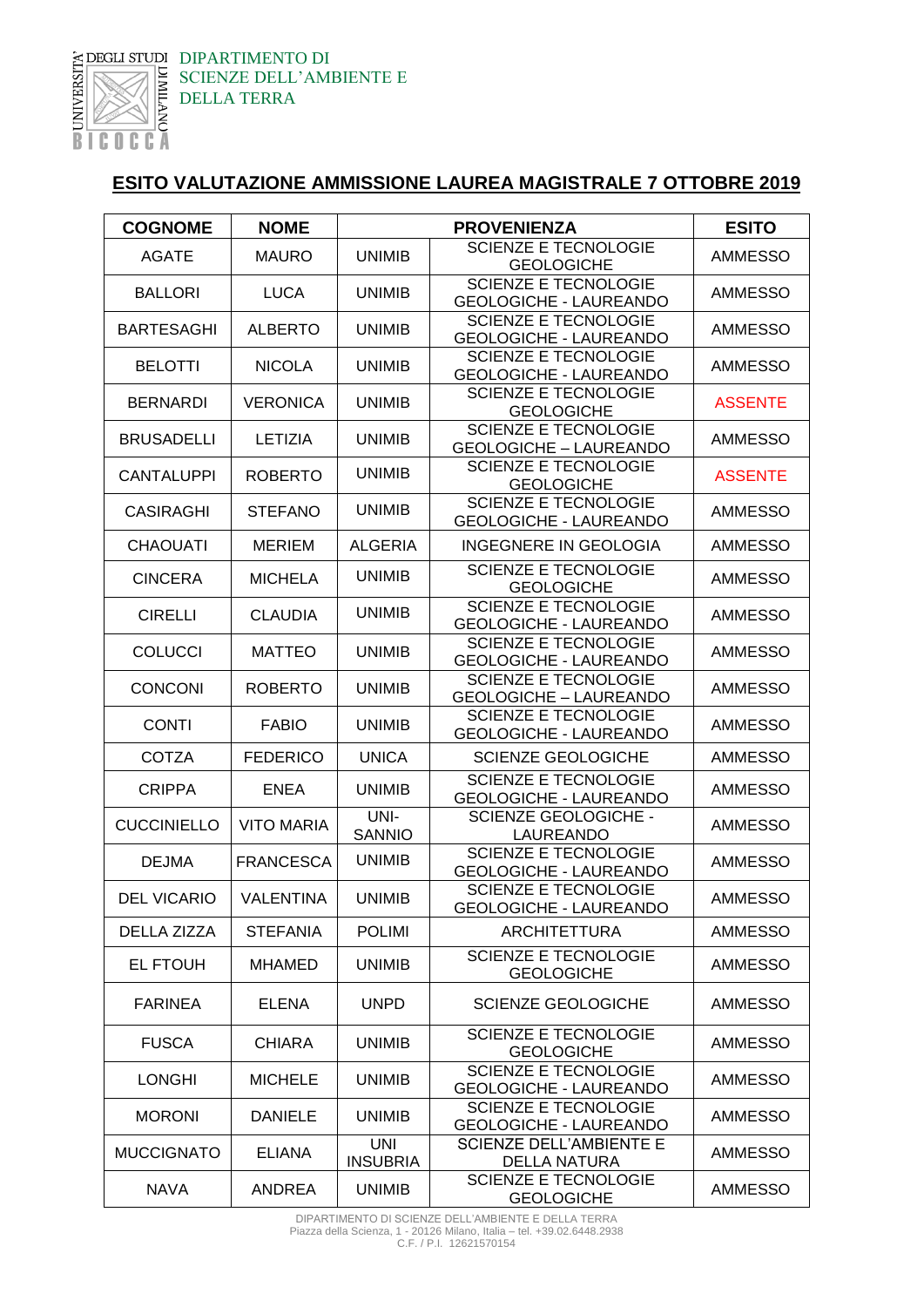UNIVERSITÀ DEGLI STUDI DI MILANO BICOCCA

DIPARTIMENTO DI SCIENZE DELL'AMBIENTE E DELLA TERRA

## ESITO VALUTAZIONE AMMISSIONE LAUREA MAGISTRALE 7 OTTOBRE 2019

| COGNOME | NOME | PROVENIENZA | | ESITO |
|---|---|---|---|---|
| AGATE | MAURO | UNIMIB | SCIENZE E TECNOLOGIE GEOLOGICHE | AMMESSO |
| BALLORI | LUCA | UNIMIB | SCIENZE E TECNOLOGIE GEOLOGICHE - LAUREANDO | AMMESSO |
| BARTESAGHI | ALBERTO | UNIMIB | SCIENZE E TECNOLOGIE GEOLOGICHE - LAUREANDO | AMMESSO |
| BELOTTI | NICOLA | UNIMIB | SCIENZE E TECNOLOGIE GEOLOGICHE - LAUREANDO | AMMESSO |
| BERNARDI | VERONICA | UNIMIB | SCIENZE E TECNOLOGIE GEOLOGICHE | ASSENTE |
| BRUSADELLI | LETIZIA | UNIMIB | SCIENZE E TECNOLOGIE GEOLOGICHE – LAUREANDO | AMMESSO |
| CANTALUPPI | ROBERTO | UNIMIB | SCIENZE E TECNOLOGIE GEOLOGICHE | ASSENTE |
| CASIRAGHI | STEFANO | UNIMIB | SCIENZE E TECNOLOGIE GEOLOGICHE - LAUREANDO | AMMESSO |
| CHAOUATI | MERIEM | ALGERIA | INGEGNERE IN GEOLOGIA | AMMESSO |
| CINCERA | MICHELA | UNIMIB | SCIENZE E TECNOLOGIE GEOLOGICHE | AMMESSO |
| CIRELLI | CLAUDIA | UNIMIB | SCIENZE E TECNOLOGIE GEOLOGICHE - LAUREANDO | AMMESSO |
| COLUCCI | MATTEO | UNIMIB | SCIENZE E TECNOLOGIE GEOLOGICHE - LAUREANDO | AMMESSO |
| CONCONI | ROBERTO | UNIMIB | SCIENZE E TECNOLOGIE GEOLOGICHE – LAUREANDO | AMMESSO |
| CONTI | FABIO | UNIMIB | SCIENZE E TECNOLOGIE GEOLOGICHE - LAUREANDO | AMMESSO |
| COTZA | FEDERICO | UNICA | SCIENZE GEOLOGICHE | AMMESSO |
| CRIPPA | ENEA | UNIMIB | SCIENZE E TECNOLOGIE GEOLOGICHE - LAUREANDO | AMMESSO |
| CUCCINIELLO | VITO MARIA | UNI-SANNIO | SCIENZE GEOLOGICHE - LAUREANDO | AMMESSO |
| DEJMA | FRANCESCA | UNIMIB | SCIENZE E TECNOLOGIE GEOLOGICHE - LAUREANDO | AMMESSO |
| DEL VICARIO | VALENTINA | UNIMIB | SCIENZE E TECNOLOGIE GEOLOGICHE - LAUREANDO | AMMESSO |
| DELLA ZIZZA | STEFANIA | POLIMI | ARCHITETTURA | AMMESSO |
| EL FTOUH | MHAMED | UNIMIB | SCIENZE E TECNOLOGIE GEOLOGICHE | AMMESSO |
| FARINEA | ELENA | UNPD | SCIENZE GEOLOGICHE | AMMESSO |
| FUSCA | CHIARA | UNIMIB | SCIENZE E TECNOLOGIE GEOLOGICHE | AMMESSO |
| LONGHI | MICHELE | UNIMIB | SCIENZE E TECNOLOGIE GEOLOGICHE - LAUREANDO | AMMESSO |
| MORONI | DANIELE | UNIMIB | SCIENZE E TECNOLOGIE GEOLOGICHE - LAUREANDO | AMMESSO |
| MUCCIGNATO | ELIANA | UNI INSUBRIA | SCIENZE DELL'AMBIENTE E DELLA NATURA | AMMESSO |
| NAVA | ANDREA | UNIMIB | SCIENZE E TECNOLOGIE GEOLOGICHE | AMMESSO |

DIPARTIMENTO DI SCIENZE DELL'AMBIENTE E DELLA TERRA
Piazza della Scienza, 1 - 20126 Milano, Italia – tel. +39.02.6448.2938
C.F. / P.I. 12621570154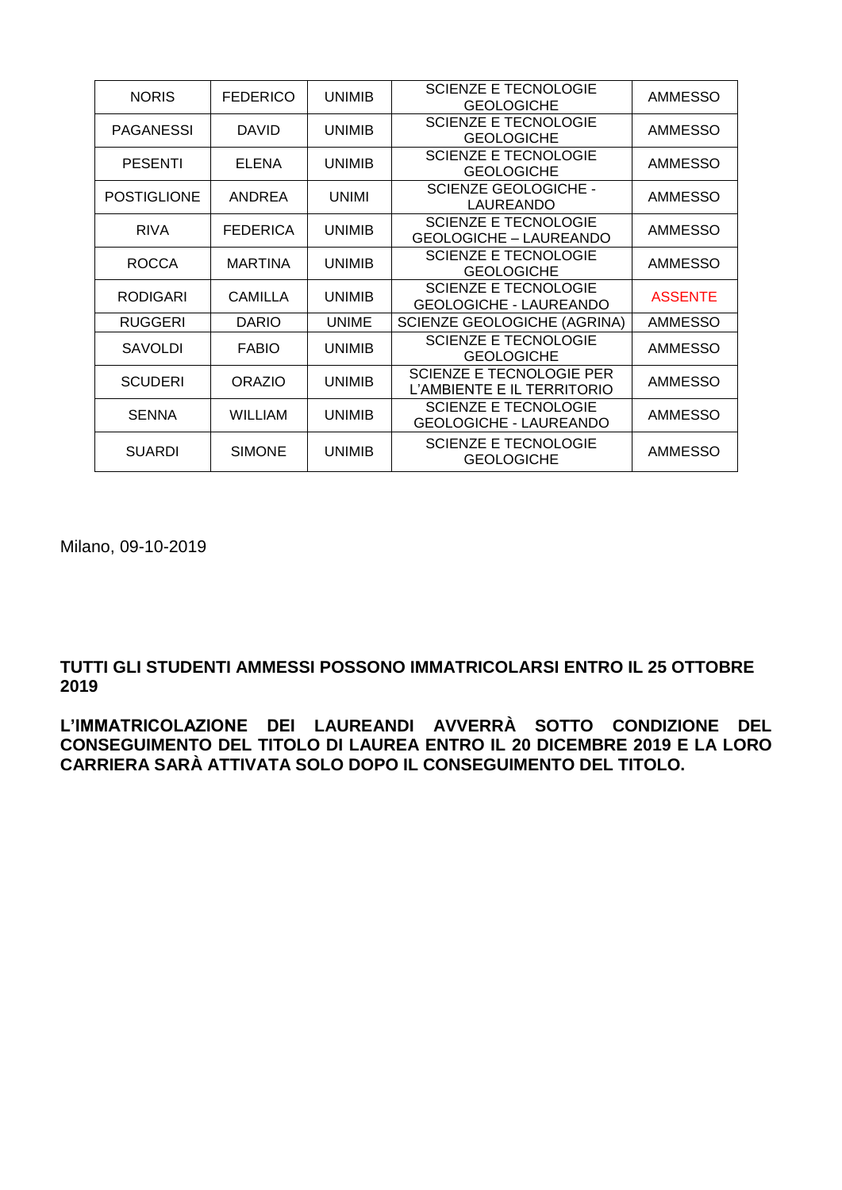| | | | | |
|---|---|---|---|---|
| NORIS | FEDERICO | UNIMIB | SCIENZE E TECNOLOGIE GEOLOGICHE | AMMESSO |
| PAGANESSI | DAVID | UNIMIB | SCIENZE E TECNOLOGIE GEOLOGICHE | AMMESSO |
| PESENTI | ELENA | UNIMIB | SCIENZE E TECNOLOGIE GEOLOGICHE | AMMESSO |
| POSTIGLIONE | ANDREA | UNIMI | SCIENZE GEOLOGICHE - LAUREANDO | AMMESSO |
| RIVA | FEDERICA | UNIMIB | SCIENZE E TECNOLOGIE GEOLOGICHE – LAUREANDO | AMMESSO |
| ROCCA | MARTINA | UNIMIB | SCIENZE E TECNOLOGIE GEOLOGICHE | AMMESSO |
| RODIGARI | CAMILLA | UNIMIB | SCIENZE E TECNOLOGIE GEOLOGICHE - LAUREANDO | ASSENTE |
| RUGGERI | DARIO | UNIME | SCIENZE GEOLOGICHE (AGRINA) | AMMESSO |
| SAVOLDI | FABIO | UNIMIB | SCIENZE E TECNOLOGIE GEOLOGICHE | AMMESSO |
| SCUDERI | ORAZIO | UNIMIB | SCIENZE E TECNOLOGIE PER L'AMBIENTE E IL TERRITORIO | AMMESSO |
| SENNA | WILLIAM | UNIMIB | SCIENZE E TECNOLOGIE GEOLOGICHE - LAUREANDO | AMMESSO |
| SUARDI | SIMONE | UNIMIB | SCIENZE E TECNOLOGIE GEOLOGICHE | AMMESSO |

Milano, 09-10-2019

**TUTTI GLI STUDENTI AMMESSI POSSONO IMMATRICOLARSI ENTRO IL 25 OTTOBRE 2019**

**L'IMMATRICOLAZIONE DEI LAUREANDI AVVERRÀ SOTTO CONDIZIONE DEL CONSEGUIMENTO DEL TITOLO DI LAUREA ENTRO IL 20 DICEMBRE 2019 E LA LORO CARRIERA SARÀ ATTIVATA SOLO DOPO IL CONSEGUIMENTO DEL TITOLO.**